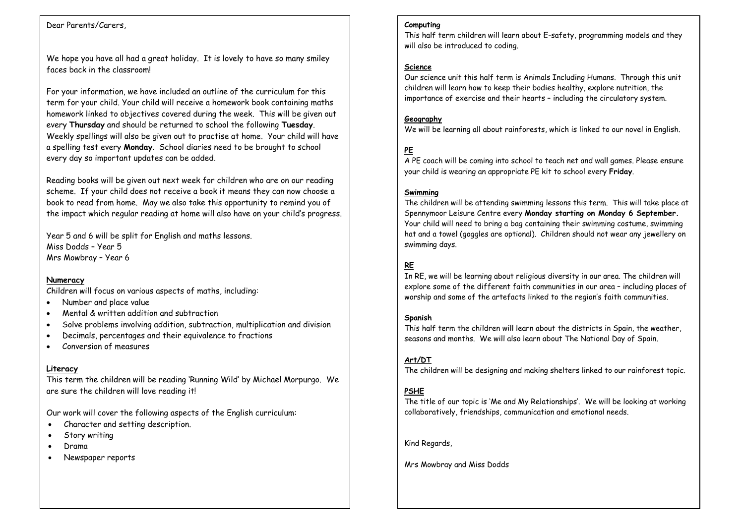Dear Parents/Carers,

We hope you have all had a great holiday. It is lovely to have so many smiley faces back in the classroom!

For your information, we have included an outline of the curriculum for this term for your child. Your child will receive a homework book containing maths homework linked to objectives covered during the week. This will be given out every **Thursday** and should be returned to school the following **Tuesday**. Weekly spellings will also be given out to practise at home. Your child will have a spelling test every **Monday**. School diaries need to be brought to school every day so important updates can be added.

Reading books will be given out next week for children who are on our reading scheme. If your child does not receive a book it means they can now choose a book to read from home. May we also take this opportunity to remind you of the impact which regular reading at home will also have on your child's progress.

Year 5 and 6 will be split for English and maths lessons.
Miss Dodds – Year 5
Mrs Mowbray – Year 6

**Numeracy**

Children will focus on various aspects of maths, including:

- Number and place value
- Mental & written addition and subtraction
- Solve problems involving addition, subtraction, multiplication and division
- Decimals, percentages and their equivalence to fractions
- Conversion of measures

**Literacy**

This term the children will be reading 'Running Wild' by Michael Morpurgo. We are sure the children will love reading it!

Our work will cover the following aspects of the English curriculum:

- Character and setting description.
- Story writing
- Drama
- Newspaper reports

**Computing**

This half term children will learn about E-safety, programming models and they will also be introduced to coding.

**Science**

Our science unit this half term is Animals Including Humans. Through this unit children will learn how to keep their bodies healthy, explore nutrition, the importance of exercise and their hearts – including the circulatory system.

**Geography**

We will be learning all about rainforests, which is linked to our novel in English.

**PE**

A PE coach will be coming into school to teach net and wall games. Please ensure your child is wearing an appropriate PE kit to school every **Friday**.

**Swimming**

The children will be attending swimming lessons this term. This will take place at Spennymoor Leisure Centre every **Monday starting on Monday 6 September.** Your child will need to bring a bag containing their swimming costume, swimming hat and a towel (goggles are optional). Children should not wear any jewellery on swimming days.

**RE**

In RE, we will be learning about religious diversity in our area. The children will explore some of the different faith communities in our area – including places of worship and some of the artefacts linked to the region's faith communities.

**Spanish**

This half term the children will learn about the districts in Spain, the weather, seasons and months. We will also learn about The National Day of Spain.

**Art/DT**

The children will be designing and making shelters linked to our rainforest topic.

**PSHE**

The title of our topic is 'Me and My Relationships'. We will be looking at working collaboratively, friendships, communication and emotional needs.

Kind Regards,

Mrs Mowbray and Miss Dodds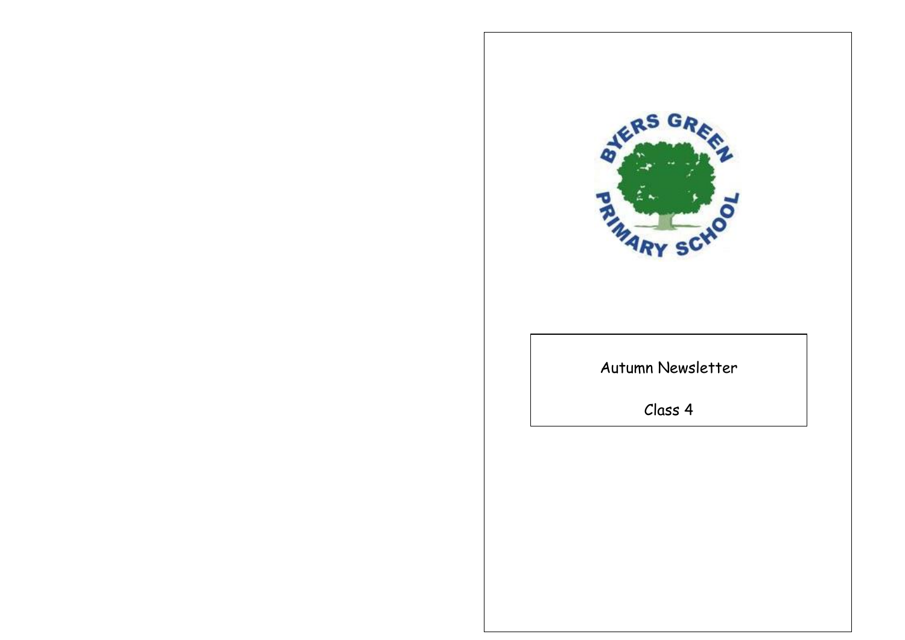BYERS GREEN PRIMARY SCHOOL

Autumn Newsletter

Class 4